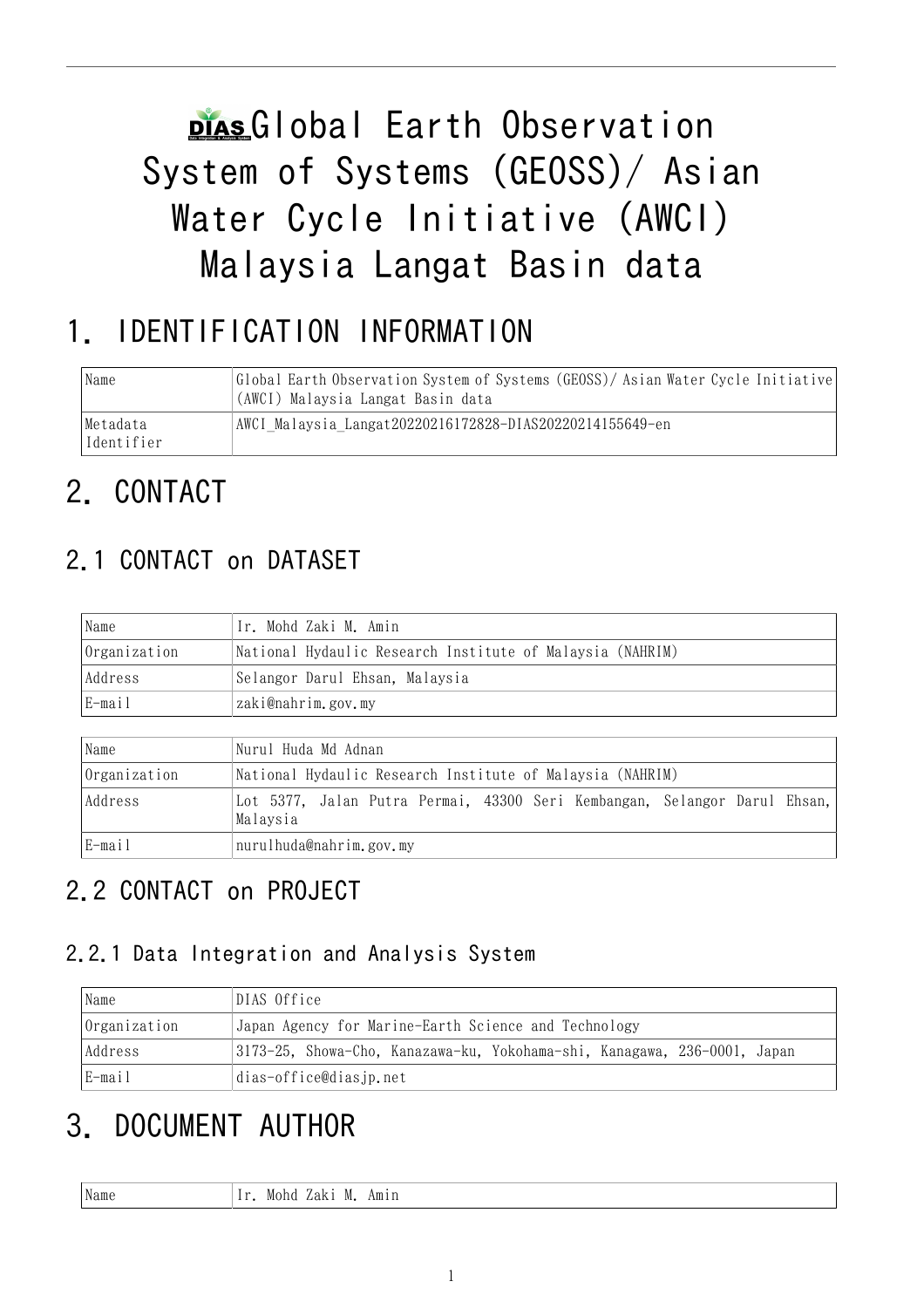# Global Earth Observation System of Systems (GEOSS)/ Asian Water Cycle Initiative (AWCI) Malaysia Langat Basin data

# 1. IDENTIFICATION INFORMATION

| | |
|---|---|
| Name | Global Earth Observation System of Systems (GEOSS)/ Asian Water Cycle Initiative (AWCI) Malaysia Langat Basin data |
| Metadata Identifier | AWCI_Malaysia_Langat20220216172828-DIAS20220214155649-en |

# 2. CONTACT

## 2.1 CONTACT on DATASET

| | |
|---|---|
| Name | Ir. Mohd Zaki M. Amin |
| Organization | National Hydaulic Research Institute of Malaysia (NAHRIM) |
| Address | Selangor Darul Ehsan, Malaysia |
| E-mail | zaki@nahrim.gov.my |

| | |
|---|---|
| Name | Nurul Huda Md Adnan |
| Organization | National Hydaulic Research Institute of Malaysia (NAHRIM) |
| Address | Lot 5377, Jalan Putra Permai, 43300 Seri Kembangan, Selangor Darul Ehsan, Malaysia |
| E-mail | nurulhuda@nahrim.gov.my |

## 2.2 CONTACT on PROJECT

### 2.2.1 Data Integration and Analysis System

| | |
|---|---|
| Name | DIAS Office |
| Organization | Japan Agency for Marine-Earth Science and Technology |
| Address | 3173-25, Showa-Cho, Kanazawa-ku, Yokohama-shi, Kanagawa, 236-0001, Japan |
| E-mail | dias-office@diasjp.net |

# 3. DOCUMENT AUTHOR

| | |
|---|---|
| Name | Ir. Mohd Zaki M. Amin |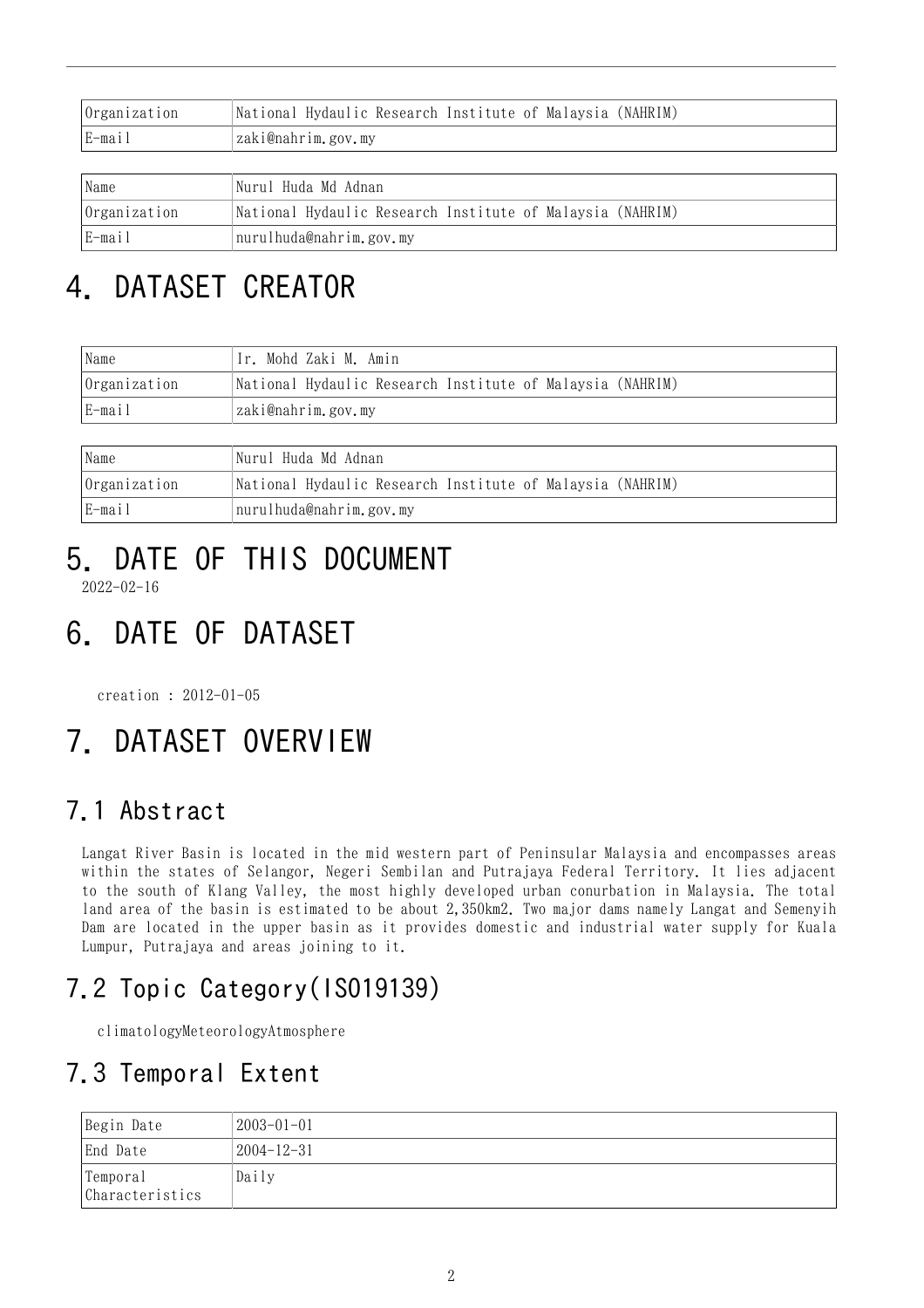| Organization | National Hydaulic Research Institute of Malaysia (NAHRIM) |
| --- | --- |
| E-mail | zaki@nahrim.gov.my |

| Name | Nurul Huda Md Adnan |
| --- | --- |
| Organization | National Hydaulic Research Institute of Malaysia (NAHRIM) |
| E-mail | nurulhuda@nahrim.gov.my |

# 4. DATASET CREATOR

| Name | Ir. Mohd Zaki M. Amin |
| --- | --- |
| Organization | National Hydaulic Research Institute of Malaysia (NAHRIM) |
| E-mail | zaki@nahrim.gov.my |

| Name | Nurul Huda Md Adnan |
| --- | --- |
| Organization | National Hydaulic Research Institute of Malaysia (NAHRIM) |
| E-mail | nurulhuda@nahrim.gov.my |

# 5. DATE OF THIS DOCUMENT

2022-02-16

# 6. DATE OF DATASET

creation : 2012-01-05

# 7. DATASET OVERVIEW

## 7.1 Abstract

Langat River Basin is located in the mid western part of Peninsular Malaysia and encompasses areas within the states of Selangor, Negeri Sembilan and Putrajaya Federal Territory. It lies adjacent to the south of Klang Valley, the most highly developed urban conurbation in Malaysia. The total land area of the basin is estimated to be about 2,350km2. Two major dams namely Langat and Semenyih Dam are located in the upper basin as it provides domestic and industrial water supply for Kuala Lumpur, Putrajaya and areas joining to it.

## 7.2 Topic Category(ISO19139)

climatologyMeteorologyAtmosphere

## 7.3 Temporal Extent

| Begin Date | 2003-01-01 |
| --- | --- |
| End Date | 2004-12-31 |
| Temporal Characteristics | Daily |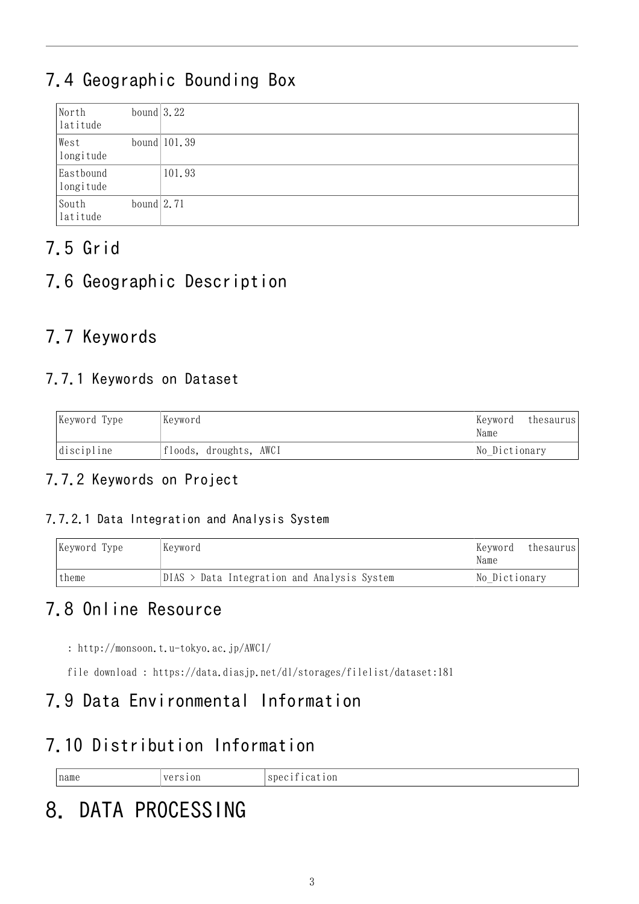## 7.4 Geographic Bounding Box

| North bound latitude | 3.22 |
|---|---|
| West bound longitude | 101.39 |
| Eastbound longitude | 101.93 |
| South bound latitude | 2.71 |

## 7.5 Grid

## 7.6 Geographic Description

## 7.7 Keywords

### 7.7.1 Keywords on Dataset

| Keyword Type | Keyword | Keyword thesaurus Name |
|---|---|---|
| discipline | floods, droughts, AWCI | No_Dictionary |

### 7.7.2 Keywords on Project

#### 7.7.2.1 Data Integration and Analysis System

| Keyword Type | Keyword | Keyword thesaurus Name |
|---|---|---|
| theme | DIAS > Data Integration and Analysis System | No_Dictionary |

## 7.8 Online Resource

: http://monsoon.t.u-tokyo.ac.jp/AWCI/

file download : https://data.diasjp.net/dl/storages/filelist/dataset:181

## 7.9 Data Environmental Information

## 7.10 Distribution Information

| name | version | specification |
|---|---|---|

# 8. DATA PROCESSING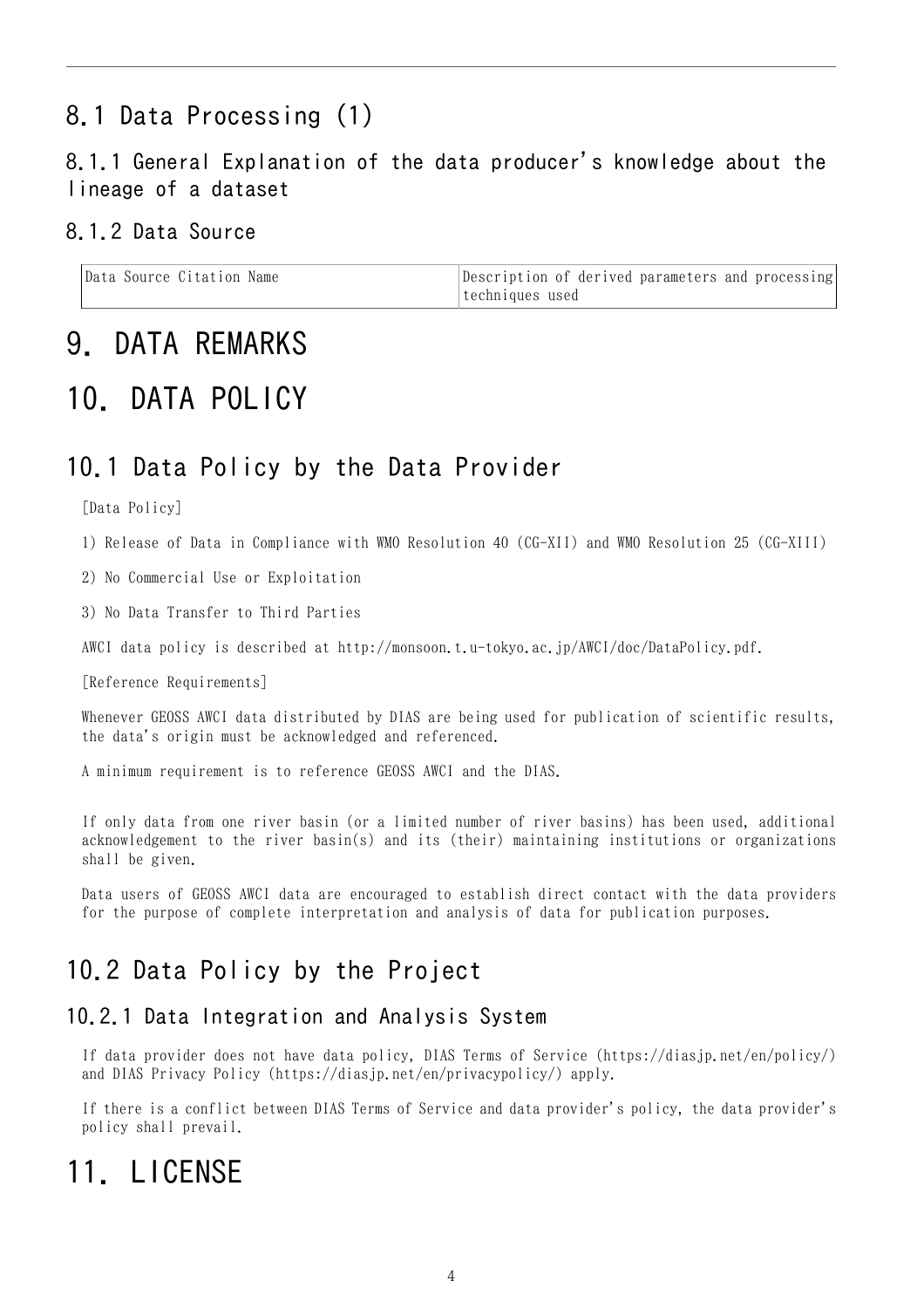## 8.1 Data Processing (1)

### 8.1.1 General Explanation of the data producer's knowledge about the lineage of a dataset

### 8.1.2 Data Source

| Data Source Citation Name | Description of derived parameters and processing techniques used |
|---|---|

# 9. DATA REMARKS

# 10. DATA POLICY

## 10.1 Data Policy by the Data Provider

[Data Policy]

1) Release of Data in Compliance with WMO Resolution 40 (CG-XII) and WMO Resolution 25 (CG-XIII)

2) No Commercial Use or Exploitation

3) No Data Transfer to Third Parties

AWCI data policy is described at http://monsoon.t.u-tokyo.ac.jp/AWCI/doc/DataPolicy.pdf.

[Reference Requirements]

Whenever GEOSS AWCI data distributed by DIAS are being used for publication of scientific results, the data's origin must be acknowledged and referenced.

A minimum requirement is to reference GEOSS AWCI and the DIAS.

If only data from one river basin (or a limited number of river basins) has been used, additional acknowledgement to the river basin(s) and its (their) maintaining institutions or organizations shall be given.

Data users of GEOSS AWCI data are encouraged to establish direct contact with the data providers for the purpose of complete interpretation and analysis of data for publication purposes.

## 10.2 Data Policy by the Project

### 10.2.1 Data Integration and Analysis System

If data provider does not have data policy, DIAS Terms of Service (https://diasjp.net/en/policy/) and DIAS Privacy Policy (https://diasjp.net/en/privacypolicy/) apply.

If there is a conflict between DIAS Terms of Service and data provider's policy, the data provider's policy shall prevail.

# 11. LICENSE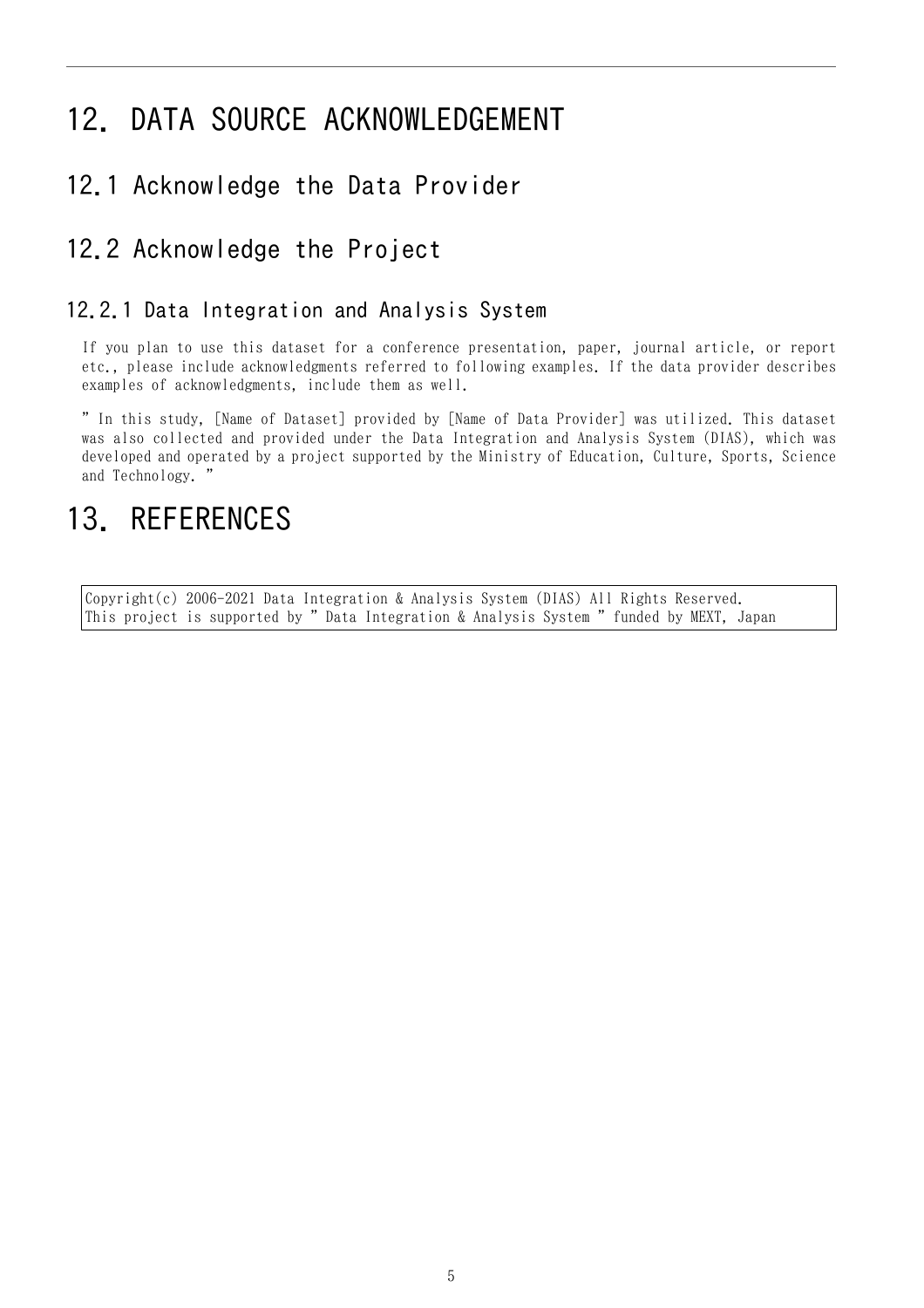# 12. DATA SOURCE ACKNOWLEDGEMENT

## 12.1 Acknowledge the Data Provider

## 12.2 Acknowledge the Project

### 12.2.1 Data Integration and Analysis System

If you plan to use this dataset for a conference presentation, paper, journal article, or report etc., please include acknowledgments referred to following examples. If the data provider describes examples of acknowledgments, include them as well.

" In this study, [Name of Dataset] provided by [Name of Data Provider] was utilized. This dataset was also collected and provided under the Data Integration and Analysis System (DIAS), which was developed and operated by a project supported by the Ministry of Education, Culture, Sports, Science and Technology. "

# 13. REFERENCES

Copyright(c) 2006-2021 Data Integration & Analysis System (DIAS) All Rights Reserved.
This project is supported by " Data Integration & Analysis System " funded by MEXT, Japan